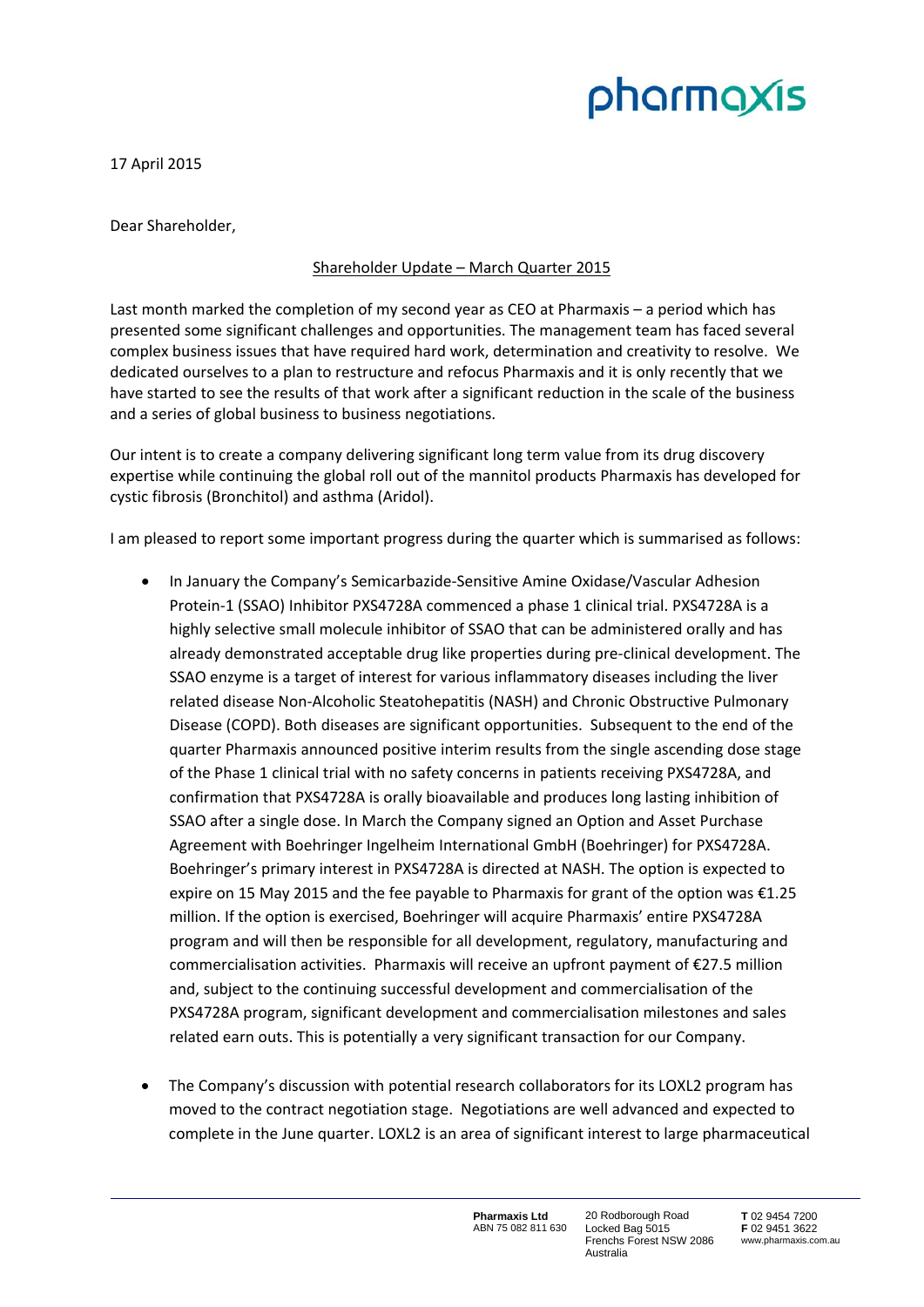pharmaxis

17 April 2015

Dear Shareholder,

Shareholder Update – March Quarter 2015

Last month marked the completion of my second year as CEO at Pharmaxis – a period which has presented some significant challenges and opportunities. The management team has faced several complex business issues that have required hard work, determination and creativity to resolve. We dedicated ourselves to a plan to restructure and refocus Pharmaxis and it is only recently that we have started to see the results of that work after a significant reduction in the scale of the business and a series of global business to business negotiations.

Our intent is to create a company delivering significant long term value from its drug discovery expertise while continuing the global roll out of the mannitol products Pharmaxis has developed for cystic fibrosis (Bronchitol) and asthma (Aridol).

I am pleased to report some important progress during the quarter which is summarised as follows:

- In January the Company's Semicarbazide-Sensitive Amine Oxidase/Vascular Adhesion Protein-1 (SSAO) Inhibitor PXS4728A commenced a phase 1 clinical trial. PXS4728A is a highly selective small molecule inhibitor of SSAO that can be administered orally and has already demonstrated acceptable drug like properties during pre-clinical development. The SSAO enzyme is a target of interest for various inflammatory diseases including the liver related disease Non-Alcoholic Steatohepatitis (NASH) and Chronic Obstructive Pulmonary Disease (COPD). Both diseases are significant opportunities. Subsequent to the end of the quarter Pharmaxis announced positive interim results from the single ascending dose stage of the Phase 1 clinical trial with no safety concerns in patients receiving PXS4728A, and confirmation that PXS4728A is orally bioavailable and produces long lasting inhibition of SSAO after a single dose. In March the Company signed an Option and Asset Purchase Agreement with Boehringer Ingelheim International GmbH (Boehringer) for PXS4728A. Boehringer's primary interest in PXS4728A is directed at NASH. The option is expected to expire on 15 May 2015 and the fee payable to Pharmaxis for grant of the option was €1.25 million. If the option is exercised, Boehringer will acquire Pharmaxis' entire PXS4728A program and will then be responsible for all development, regulatory, manufacturing and commercialisation activities. Pharmaxis will receive an upfront payment of €27.5 million and, subject to the continuing successful development and commercialisation of the PXS4728A program, significant development and commercialisation milestones and sales related earn outs. This is potentially a very significant transaction for our Company.

- The Company's discussion with potential research collaborators for its LOXL2 program has moved to the contract negotiation stage. Negotiations are well advanced and expected to complete in the June quarter. LOXL2 is an area of significant interest to large pharmaceutical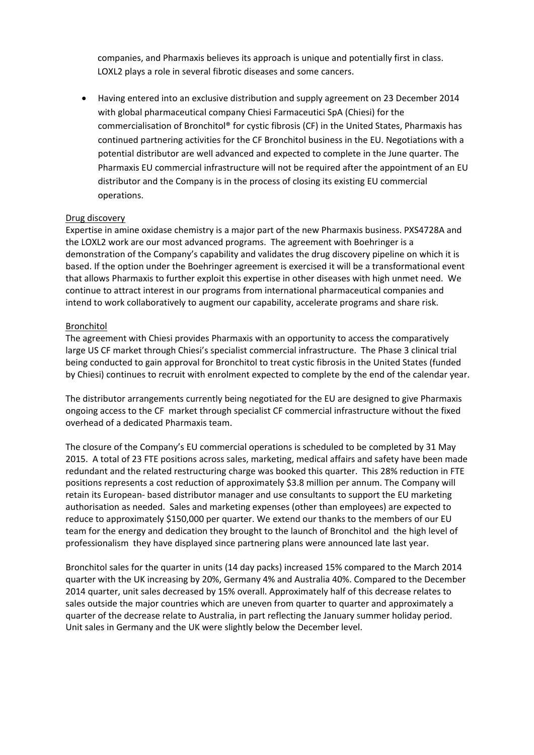companies, and Pharmaxis believes its approach is unique and potentially first in class. LOXL2 plays a role in several fibrotic diseases and some cancers.

- Having entered into an exclusive distribution and supply agreement on 23 December 2014 with global pharmaceutical company Chiesi Farmaceutici SpA (Chiesi) for the commercialisation of Bronchitol® for cystic fibrosis (CF) in the United States, Pharmaxis has continued partnering activities for the CF Bronchitol business in the EU. Negotiations with a potential distributor are well advanced and expected to complete in the June quarter. The Pharmaxis EU commercial infrastructure will not be required after the appointment of an EU distributor and the Company is in the process of closing its existing EU commercial operations.

Drug discovery

Expertise in amine oxidase chemistry is a major part of the new Pharmaxis business. PXS4728A and the LOXL2 work are our most advanced programs. The agreement with Boehringer is a demonstration of the Company's capability and validates the drug discovery pipeline on which it is based. If the option under the Boehringer agreement is exercised it will be a transformational event that allows Pharmaxis to further exploit this expertise in other diseases with high unmet need. We continue to attract interest in our programs from international pharmaceutical companies and intend to work collaboratively to augment our capability, accelerate programs and share risk.

Bronchitol

The agreement with Chiesi provides Pharmaxis with an opportunity to access the comparatively large US CF market through Chiesi's specialist commercial infrastructure. The Phase 3 clinical trial being conducted to gain approval for Bronchitol to treat cystic fibrosis in the United States (funded by Chiesi) continues to recruit with enrolment expected to complete by the end of the calendar year.

The distributor arrangements currently being negotiated for the EU are designed to give Pharmaxis ongoing access to the CF market through specialist CF commercial infrastructure without the fixed overhead of a dedicated Pharmaxis team.

The closure of the Company's EU commercial operations is scheduled to be completed by 31 May 2015. A total of 23 FTE positions across sales, marketing, medical affairs and safety have been made redundant and the related restructuring charge was booked this quarter. This 28% reduction in FTE positions represents a cost reduction of approximately $3.8 million per annum. The Company will retain its European- based distributor manager and use consultants to support the EU marketing authorisation as needed. Sales and marketing expenses (other than employees) are expected to reduce to approximately $150,000 per quarter. We extend our thanks to the members of our EU team for the energy and dedication they brought to the launch of Bronchitol and the high level of professionalism they have displayed since partnering plans were announced late last year.

Bronchitol sales for the quarter in units (14 day packs) increased 15% compared to the March 2014 quarter with the UK increasing by 20%, Germany 4% and Australia 40%. Compared to the December 2014 quarter, unit sales decreased by 15% overall. Approximately half of this decrease relates to sales outside the major countries which are uneven from quarter to quarter and approximately a quarter of the decrease relate to Australia, in part reflecting the January summer holiday period. Unit sales in Germany and the UK were slightly below the December level.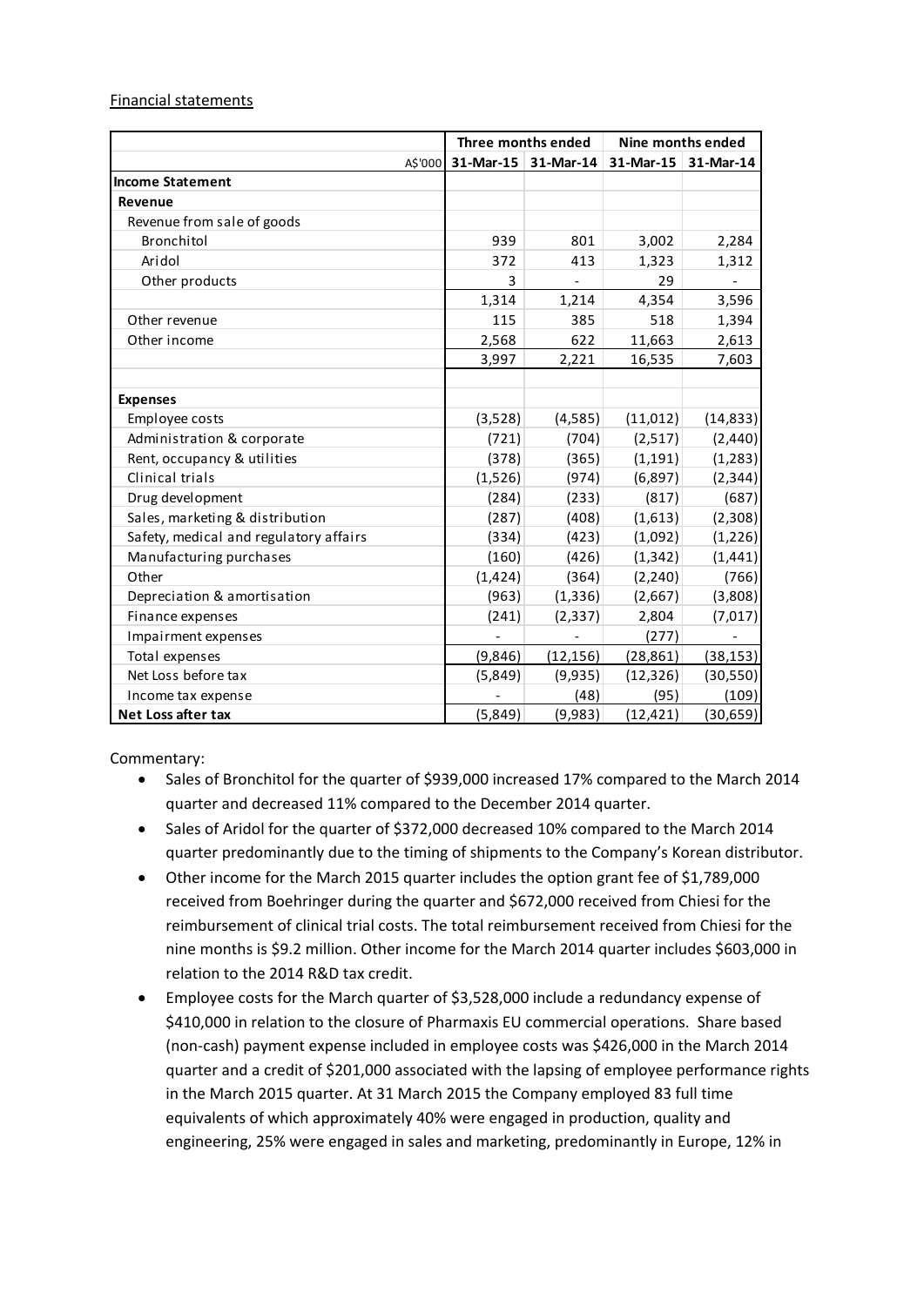Financial statements

| | Three months ended | | Nine months ended | |
|---|---|---|---|---|
| A$'000 | 31-Mar-15 | 31-Mar-14 | 31-Mar-15 | 31-Mar-14 |
| **Income Statement** | | | | |
| **Revenue** | | | | |
| Revenue from sale of goods | | | | |
| Bronchitol | 939 | 801 | 3,002 | 2,284 |
| Aridol | 372 | 413 | 1,323 | 1,312 |
| Other products | 3 | - | 29 | - |
| | 1,314 | 1,214 | 4,354 | 3,596 |
| Other revenue | 115 | 385 | 518 | 1,394 |
| Other income | 2,568 | 622 | 11,663 | 2,613 |
| | 3,997 | 2,221 | 16,535 | 7,603 |
| | | | | |
| **Expenses** | | | | |
| Employee costs | (3,528) | (4,585) | (11,012) | (14,833) |
| Administration & corporate | (721) | (704) | (2,517) | (2,440) |
| Rent, occupancy & utilities | (378) | (365) | (1,191) | (1,283) |
| Clinical trials | (1,526) | (974) | (6,897) | (2,344) |
| Drug development | (284) | (233) | (817) | (687) |
| Sales, marketing & distribution | (287) | (408) | (1,613) | (2,308) |
| Safety, medical and regulatory affairs | (334) | (423) | (1,092) | (1,226) |
| Manufacturing purchases | (160) | (426) | (1,342) | (1,441) |
| Other | (1,424) | (364) | (2,240) | (766) |
| Depreciation & amortisation | (963) | (1,336) | (2,667) | (3,808) |
| Finance expenses | (241) | (2,337) | 2,804 | (7,017) |
| Impairment expenses | - | - | (277) | - |
| Total expenses | (9,846) | (12,156) | (28,861) | (38,153) |
| Net Loss before tax | (5,849) | (9,935) | (12,326) | (30,550) |
| Income tax expense | - | (48) | (95) | (109) |
| **Net Loss after tax** | (5,849) | (9,983) | (12,421) | (30,659) |

Commentary:

- Sales of Bronchitol for the quarter of $939,000 increased 17% compared to the March 2014 quarter and decreased 11% compared to the December 2014 quarter.
- Sales of Aridol for the quarter of $372,000 decreased 10% compared to the March 2014 quarter predominantly due to the timing of shipments to the Company's Korean distributor.
- Other income for the March 2015 quarter includes the option grant fee of $1,789,000 received from Boehringer during the quarter and $672,000 received from Chiesi for the reimbursement of clinical trial costs. The total reimbursement received from Chiesi for the nine months is $9.2 million. Other income for the March 2014 quarter includes $603,000 in relation to the 2014 R&D tax credit.
- Employee costs for the March quarter of $3,528,000 include a redundancy expense of $410,000 in relation to the closure of Pharmaxis EU commercial operations. Share based (non-cash) payment expense included in employee costs was $426,000 in the March 2014 quarter and a credit of $201,000 associated with the lapsing of employee performance rights in the March 2015 quarter. At 31 March 2015 the Company employed 83 full time equivalents of which approximately 40% were engaged in production, quality and engineering, 25% were engaged in sales and marketing, predominantly in Europe, 12% in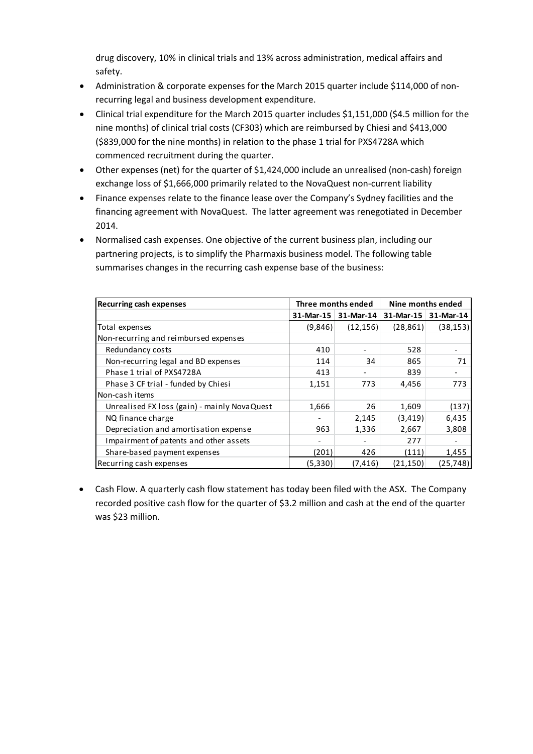drug discovery, 10% in clinical trials and 13% across administration, medical affairs and safety.

- Administration & corporate expenses for the March 2015 quarter include $114,000 of non-recurring legal and business development expenditure.
- Clinical trial expenditure for the March 2015 quarter includes $1,151,000 ($4.5 million for the nine months) of clinical trial costs (CF303) which are reimbursed by Chiesi and $413,000 ($839,000 for the nine months) in relation to the phase 1 trial for PXS4728A which commenced recruitment during the quarter.
- Other expenses (net) for the quarter of $1,424,000 include an unrealised (non-cash) foreign exchange loss of $1,666,000 primarily related to the NovaQuest non-current liability
- Finance expenses relate to the finance lease over the Company's Sydney facilities and the financing agreement with NovaQuest. The latter agreement was renegotiated in December 2014.
- Normalised cash expenses. One objective of the current business plan, including our partnering projects, is to simplify the Pharmaxis business model. The following table summarises changes in the recurring cash expense base of the business:

| Recurring cash expenses | Three months ended | | Nine months ended | |
|---|---|---|---|---|
| | 31-Mar-15 | 31-Mar-14 | 31-Mar-15 | 31-Mar-14 |
| Total expenses | (9,846) | (12,156) | (28,861) | (38,153) |
| Non-recurring and reimbursed expenses | | | | |
| Redundancy costs | 410 | - | 528 | - |
| Non-recurring legal and BD expenses | 114 | 34 | 865 | 71 |
| Phase 1 trial of PXS4728A | 413 | - | 839 | - |
| Phase 3 CF trial - funded by Chiesi | 1,151 | 773 | 4,456 | 773 |
| Non-cash items | | | | |
| Unrealised FX loss (gain) - mainly NovaQuest | 1,666 | 26 | 1,609 | (137) |
| NQ finance charge | - | 2,145 | (3,419) | 6,435 |
| Depreciation and amortisation expense | 963 | 1,336 | 2,667 | 3,808 |
| Impairment of patents and other assets | - | - | 277 | - |
| Share-based payment expenses | (201) | 426 | (111) | 1,455 |
| Recurring cash expenses | (5,330) | (7,416) | (21,150) | (25,748) |

- Cash Flow. A quarterly cash flow statement has today been filed with the ASX. The Company recorded positive cash flow for the quarter of $3.2 million and cash at the end of the quarter was $23 million.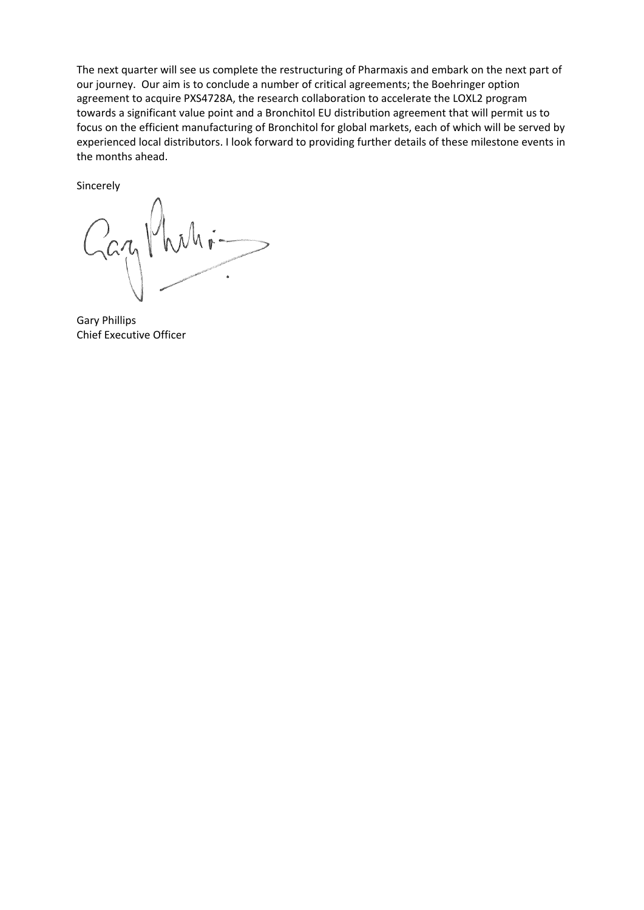The next quarter will see us complete the restructuring of Pharmaxis and embark on the next part of our journey. Our aim is to conclude a number of critical agreements; the Boehringer option agreement to acquire PXS4728A, the research collaboration to accelerate the LOXL2 program towards a significant value point and a Bronchitol EU distribution agreement that will permit us to focus on the efficient manufacturing of Bronchitol for global markets, each of which will be served by experienced local distributors. I look forward to providing further details of these milestone events in the months ahead.

Sincerely

Gary Phillips
Chief Executive Officer